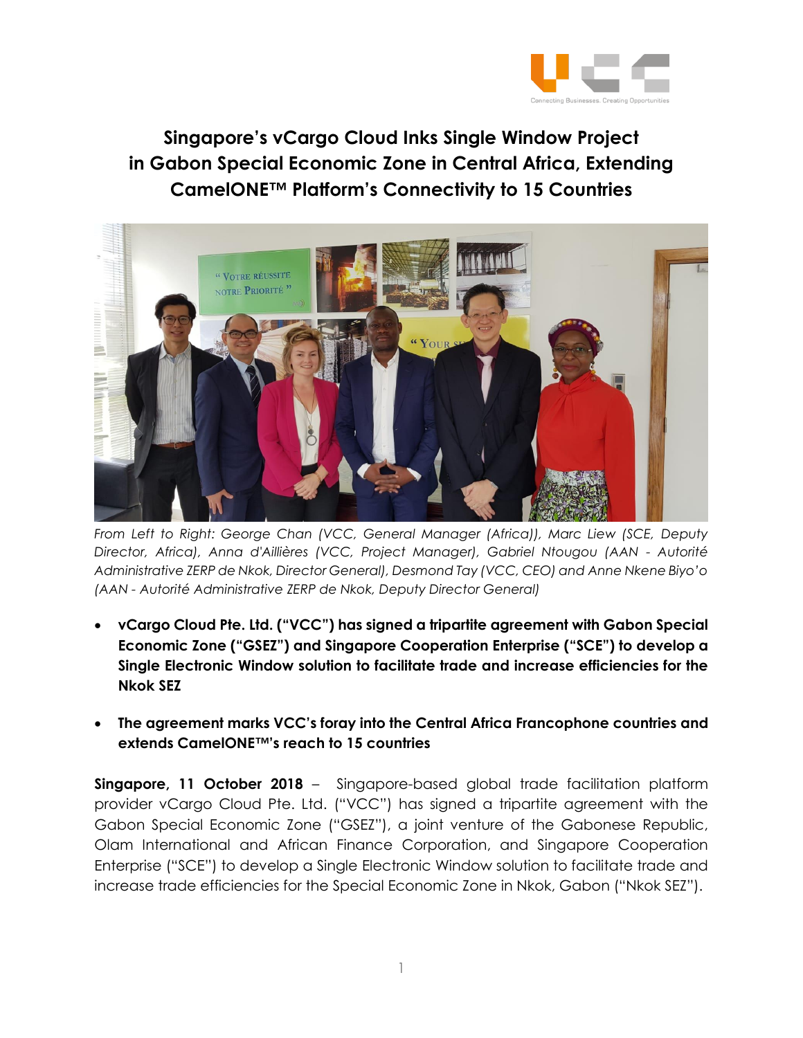# Singapore's vCargo Cloud Inks Single Window Project in Gabon Special Economic Zone in Central Africa, Extending CamelONE™ Platform's Connectivity to 15 Countries

*From Left to Right: George Chan (VCC, General Manager (Africa)), Marc Liew (SCE, Deputy Director, Africa), Anna d'Aillières (VCC, Project Manager), Gabriel Ntougou (AAN - Autorité Administrative ZERP de Nkok, Director General), Desmond Tay (VCC, CEO) and Anne Nkene Biyo'o (AAN - Autorité Administrative ZERP de Nkok, Deputy Director General)*

- **vCargo Cloud Pte. Ltd. ("VCC") has signed a tripartite agreement with Gabon Special Economic Zone ("GSEZ") and Singapore Cooperation Enterprise ("SCE") to develop a Single Electronic Window solution to facilitate trade and increase efficiencies for the Nkok SEZ**

- **The agreement marks VCC's foray into the Central Africa Francophone countries and extends CamelONE™'s reach to 15 countries**

**Singapore, 11 October 2018** – Singapore-based global trade facilitation platform provider vCargo Cloud Pte. Ltd. ("VCC") has signed a tripartite agreement with the Gabon Special Economic Zone ("GSEZ"), a joint venture of the Gabonese Republic, Olam International and African Finance Corporation, and Singapore Cooperation Enterprise ("SCE") to develop a Single Electronic Window solution to facilitate trade and increase trade efficiencies for the Special Economic Zone in Nkok, Gabon ("Nkok SEZ").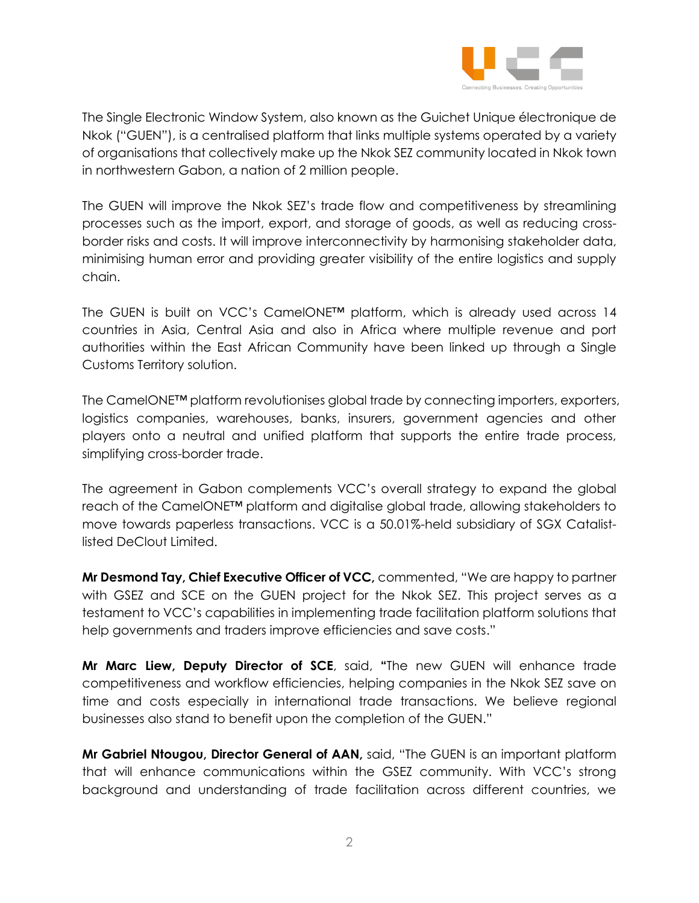The Single Electronic Window System, also known as the Guichet Unique électronique de Nkok ("GUEN"), is a centralised platform that links multiple systems operated by a variety of organisations that collectively make up the Nkok SEZ community located in Nkok town in northwestern Gabon, a nation of 2 million people.

The GUEN will improve the Nkok SEZ's trade flow and competitiveness by streamlining processes such as the import, export, and storage of goods, as well as reducing cross-border risks and costs. It will improve interconnectivity by harmonising stakeholder data, minimising human error and providing greater visibility of the entire logistics and supply chain.

The GUEN is built on VCC's CamelONE™ platform, which is already used across 14 countries in Asia, Central Asia and also in Africa where multiple revenue and port authorities within the East African Community have been linked up through a Single Customs Territory solution.

The CamelONE™ platform revolutionises global trade by connecting importers, exporters, logistics companies, warehouses, banks, insurers, government agencies and other players onto a neutral and unified platform that supports the entire trade process, simplifying cross-border trade.

The agreement in Gabon complements VCC's overall strategy to expand the global reach of the CamelONE™ platform and digitalise global trade, allowing stakeholders to move towards paperless transactions. VCC is a 50.01%-held subsidiary of SGX Catalist-listed DeClout Limited.

**Mr Desmond Tay, Chief Executive Officer of VCC,** commented, "We are happy to partner with GSEZ and SCE on the GUEN project for the Nkok SEZ. This project serves as a testament to VCC's capabilities in implementing trade facilitation platform solutions that help governments and traders improve efficiencies and save costs."

**Mr Marc Liew, Deputy Director of SCE**, said, **"**The new GUEN will enhance trade competitiveness and workflow efficiencies, helping companies in the Nkok SEZ save on time and costs especially in international trade transactions. We believe regional businesses also stand to benefit upon the completion of the GUEN."

**Mr Gabriel Ntougou, Director General of AAN,** said, "The GUEN is an important platform that will enhance communications within the GSEZ community. With VCC's strong background and understanding of trade facilitation across different countries, we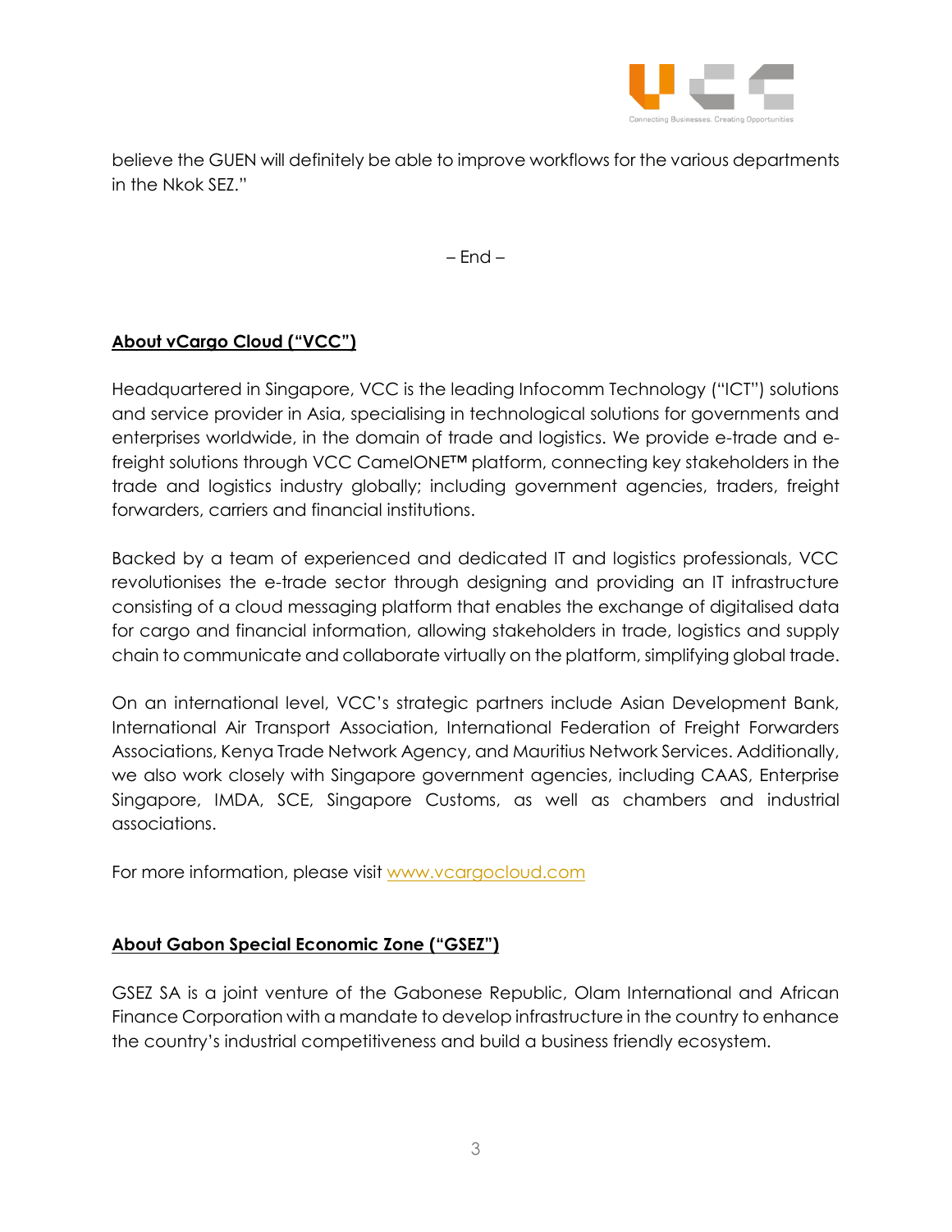believe the GUEN will definitely be able to improve workflows for the various departments in the Nkok SEZ."

– End –

**About vCargo Cloud ("VCC")**

Headquartered in Singapore, VCC is the leading Infocomm Technology ("ICT") solutions and service provider in Asia, specialising in technological solutions for governments and enterprises worldwide, in the domain of trade and logistics. We provide e-trade and e-freight solutions through VCC CamelONE™ platform, connecting key stakeholders in the trade and logistics industry globally; including government agencies, traders, freight forwarders, carriers and financial institutions.

Backed by a team of experienced and dedicated IT and logistics professionals, VCC revolutionises the e-trade sector through designing and providing an IT infrastructure consisting of a cloud messaging platform that enables the exchange of digitalised data for cargo and financial information, allowing stakeholders in trade, logistics and supply chain to communicate and collaborate virtually on the platform, simplifying global trade.

On an international level, VCC's strategic partners include Asian Development Bank, International Air Transport Association, International Federation of Freight Forwarders Associations, Kenya Trade Network Agency, and Mauritius Network Services. Additionally, we also work closely with Singapore government agencies, including CAAS, Enterprise Singapore, IMDA, SCE, Singapore Customs, as well as chambers and industrial associations.

For more information, please visit www.vcargocloud.com

**About Gabon Special Economic Zone ("GSEZ")**

GSEZ SA is a joint venture of the Gabonese Republic, Olam International and African Finance Corporation with a mandate to develop infrastructure in the country to enhance the country's industrial competitiveness and build a business friendly ecosystem.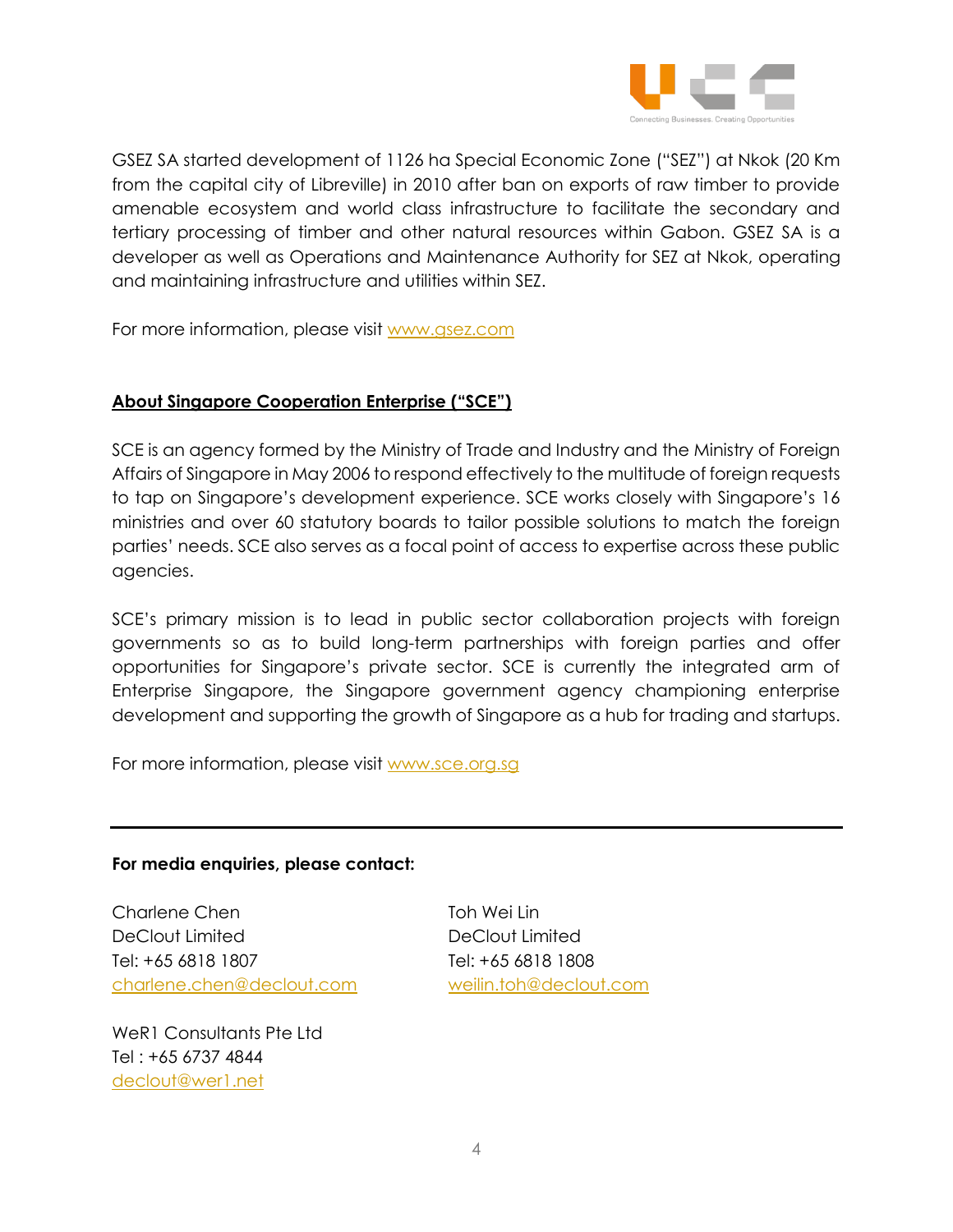GSEZ SA started development of 1126 ha Special Economic Zone ("SEZ") at Nkok (20 Km from the capital city of Libreville) in 2010 after ban on exports of raw timber to provide amenable ecosystem and world class infrastructure to facilitate the secondary and tertiary processing of timber and other natural resources within Gabon. GSEZ SA is a developer as well as Operations and Maintenance Authority for SEZ at Nkok, operating and maintaining infrastructure and utilities within SEZ.

For more information, please visit www.gsez.com

## About Singapore Cooperation Enterprise ("SCE")

SCE is an agency formed by the Ministry of Trade and Industry and the Ministry of Foreign Affairs of Singapore in May 2006 to respond effectively to the multitude of foreign requests to tap on Singapore's development experience. SCE works closely with Singapore's 16 ministries and over 60 statutory boards to tailor possible solutions to match the foreign parties' needs. SCE also serves as a focal point of access to expertise across these public agencies.

SCE's primary mission is to lead in public sector collaboration projects with foreign governments so as to build long-term partnerships with foreign parties and offer opportunities for Singapore's private sector. SCE is currently the integrated arm of Enterprise Singapore, the Singapore government agency championing enterprise development and supporting the growth of Singapore as a hub for trading and startups.

For more information, please visit www.sce.org.sg

---

**For media enquiries, please contact:**

Charlene Chen
DeClout Limited
Tel: +65 6818 1807
charlene.chen@declout.com

Toh Wei Lin
DeClout Limited
Tel: +65 6818 1808
weilin.toh@declout.com

WeR1 Consultants Pte Ltd
Tel : +65 6737 4844
declout@wer1.net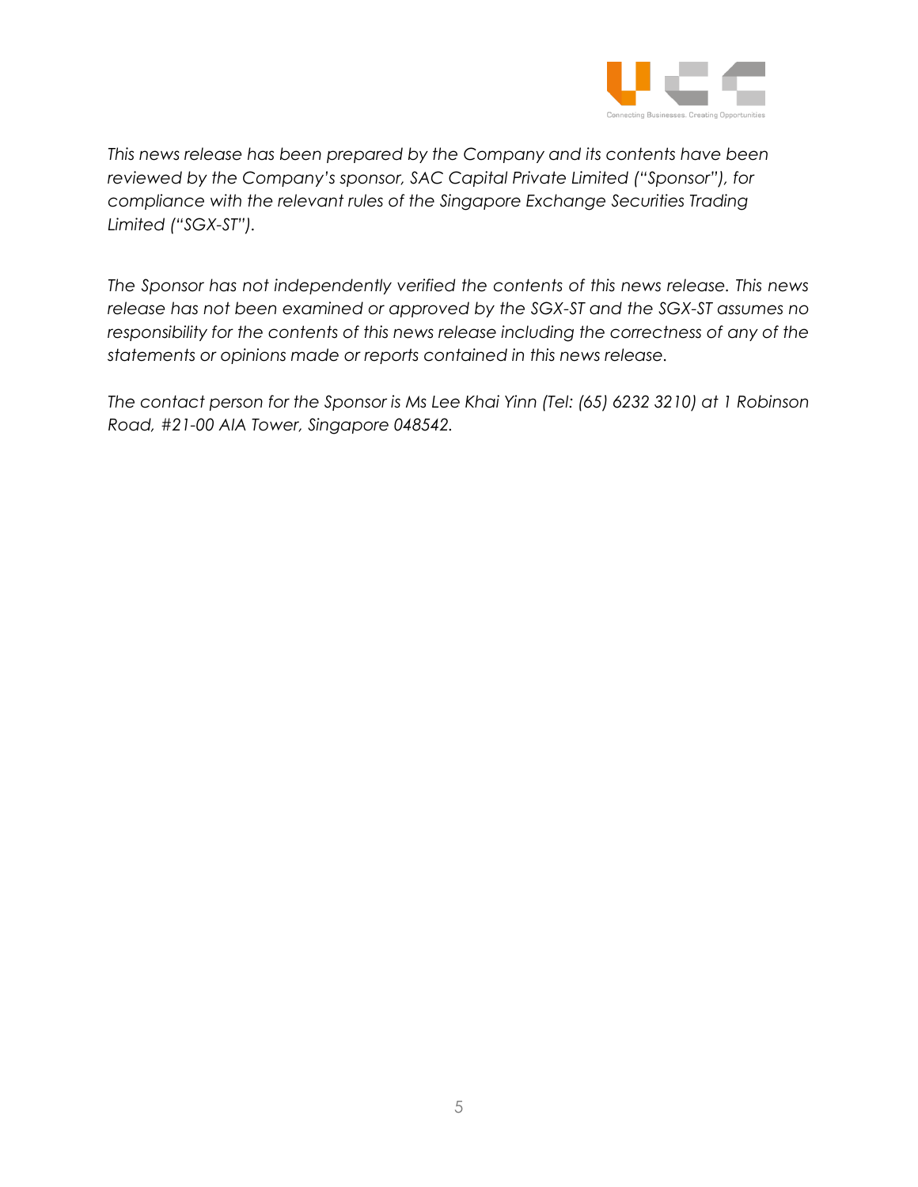*This news release has been prepared by the Company and its contents have been reviewed by the Company's sponsor, SAC Capital Private Limited ("Sponsor"), for compliance with the relevant rules of the Singapore Exchange Securities Trading Limited ("SGX-ST").*

*The Sponsor has not independently verified the contents of this news release. This news release has not been examined or approved by the SGX-ST and the SGX-ST assumes no responsibility for the contents of this news release including the correctness of any of the statements or opinions made or reports contained in this news release.*

*The contact person for the Sponsor is Ms Lee Khai Yinn (Tel: (65) 6232 3210) at 1 Robinson Road, #21-00 AIA Tower, Singapore 048542.*